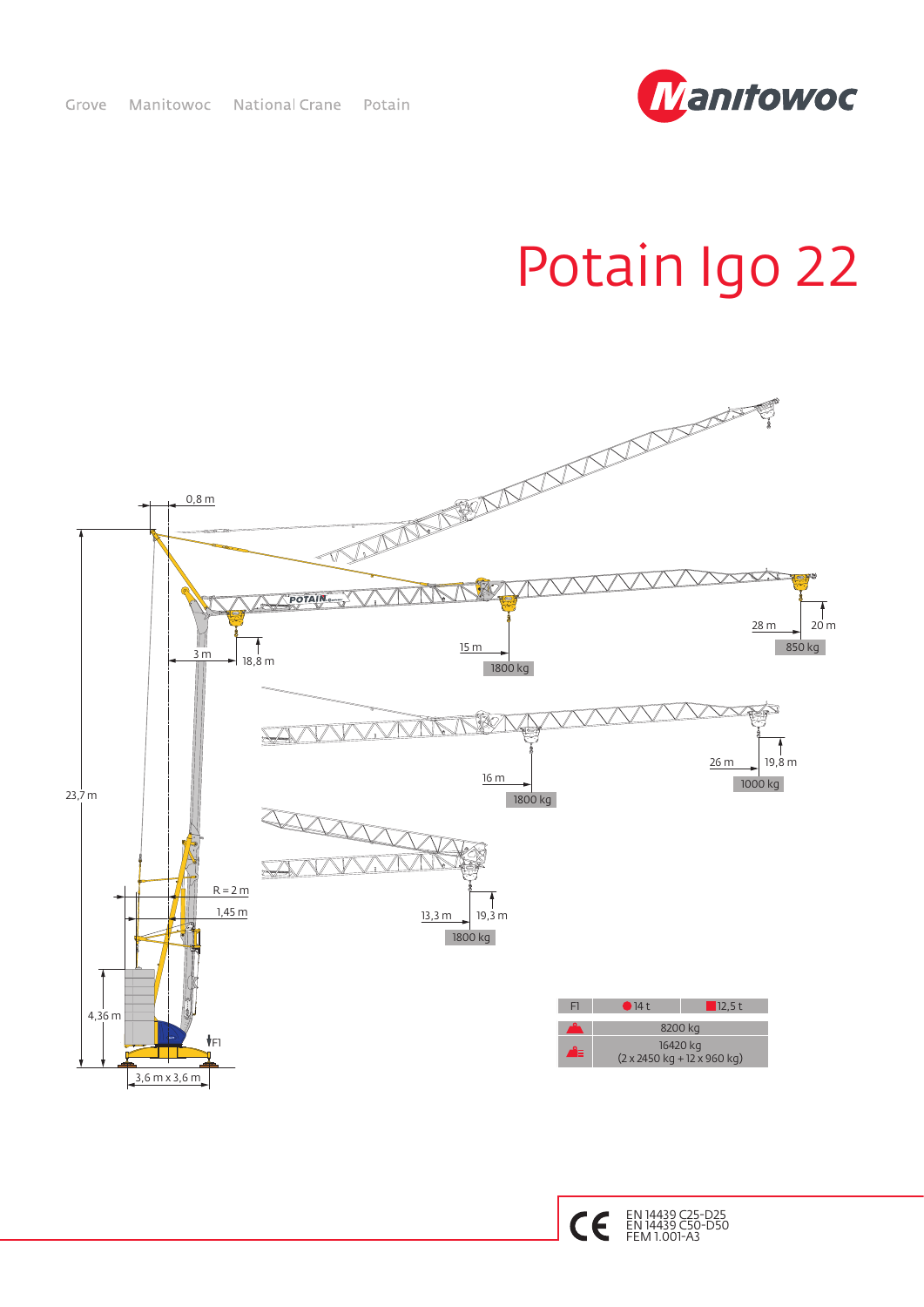Grove Manitowoc National Crane Potain

# Potain Igo 22

0,8 m

23,7 m

3 m

18,8 m

15 m

1800 kg

28 m

20 m

850 kg

16 m

1800 kg

26 m

19,8 m

1000 kg

R = 2 m

1,45 m

13,3 m

19,3 m

1800 kg

4,36 m

F1

3,6 m x 3,6 m

| F1 | 14 t | 12,5 t |
|---|---|---|
| | 8200 kg | |
| | 16420 kg (2 x 2450 kg + 12 x 960 kg) | |

EN 14439 C25-D25
EN 14439 C50-D50
FEM 1.001-A3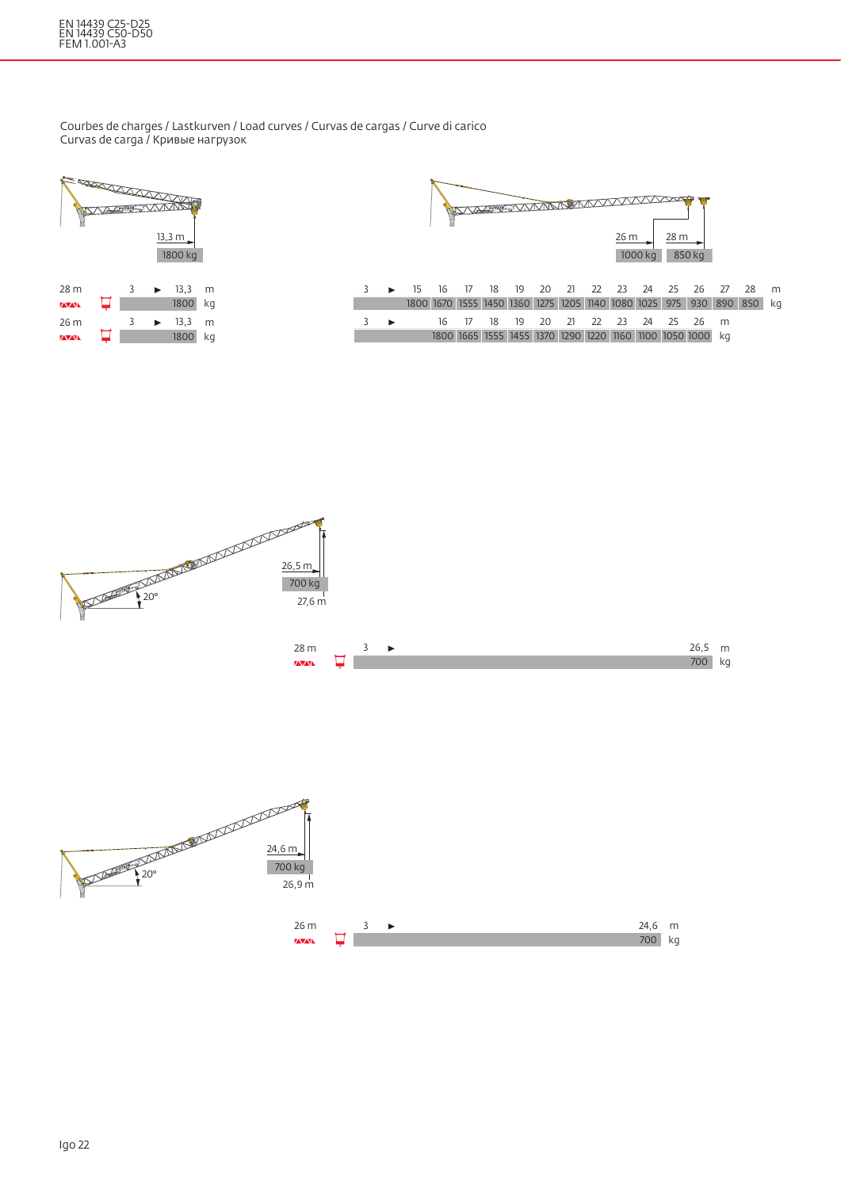EN 14439 C25-D25
EN 14439 C50-D50
FEM 1.001-A3

Courbes de charges / Lastkurven / Load curves / Curvas de cargas / Curve di carico
Curvas de carga / Кривые нагрузок

13,3 m
1800 kg

| 28 m | 3 ► 13,3 | m |
|---|---|---|
| | 1800 | kg |
| 26 m | 3 ► 13,3 | m |
| | 1800 | kg |

26 m 1000 kg — 28 m 850 kg

| 3 ► | 15 | 16 | 17 | 18 | 19 | 20 | 21 | 22 | 23 | 24 | 25 | 26 | 27 | 28 | m |
|---|---|---|---|---|---|---|---|---|---|---|---|---|---|---|---|
| | 1800 | 1670 | 1555 | 1450 | 1360 | 1275 | 1205 | 1140 | 1080 | 1025 | 975 | 930 | 890 | 850 | kg |

| 3 ► | 16 | 17 | 18 | 19 | 20 | 21 | 22 | 23 | 24 | 25 | 26 | m |
|---|---|---|---|---|---|---|---|---|---|---|---|---|
| | 1800 | 1665 | 1555 | 1455 | 1370 | 1290 | 1220 | 1160 | 1100 | 1050 | 1000 | kg |

20°
26,5 m
700 kg
27,6 m

| 28 m | 3 ► 26,5 | m |
|---|---|---|
| | 700 | kg |

20°
24,6 m
700 kg
26,9 m

| 26 m | 3 ► 24,6 | m |
|---|---|---|
| | 700 | kg |

Igo 22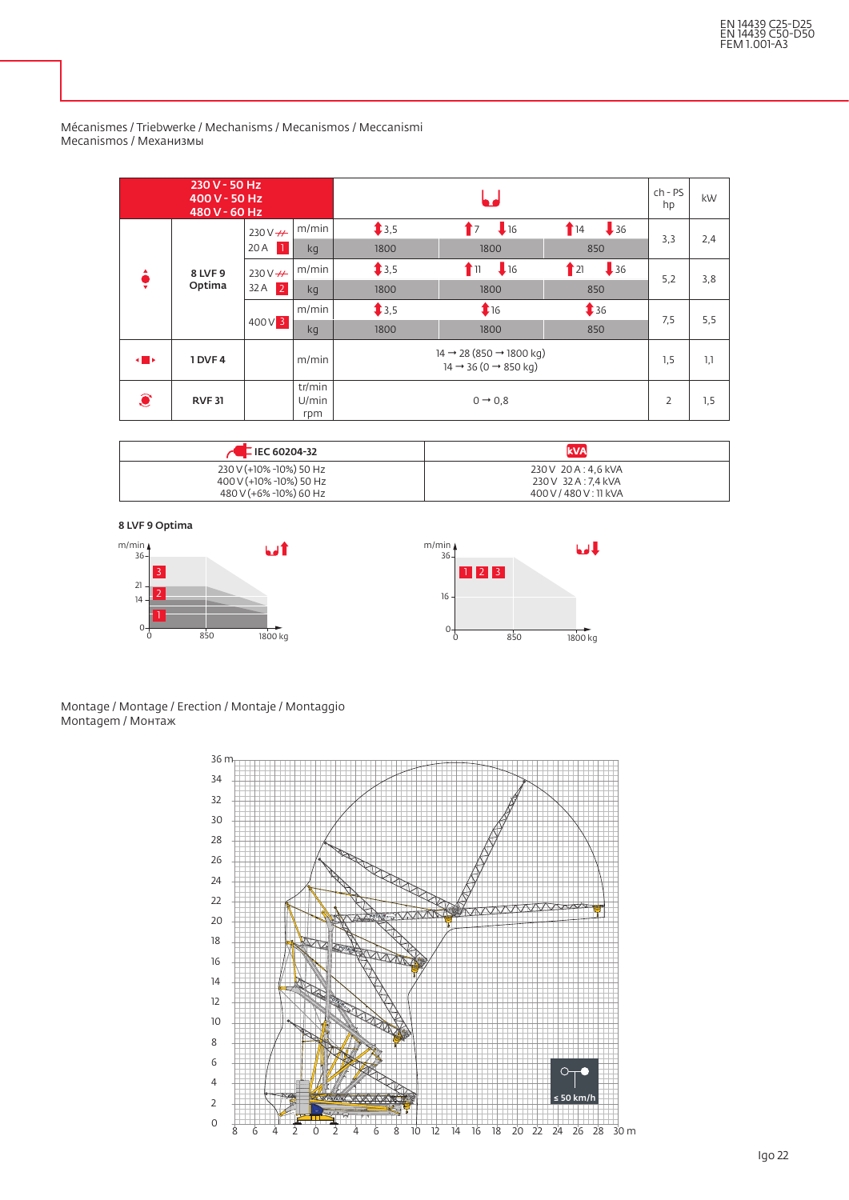EN 14439 C25-D25
EN 14439 C50-D50
FEM 1.001-A3

Mécanismes / Triebwerke / Mechanisms / Mecanismos / Meccanismi
Mecanismos / Механизмы

| 230 V - 50 Hz<br>400 V - 50 Hz<br>480 V - 60 Hz | | | | | | | ch - PS<br>hp | kW |
|---|---|---|---|---|---|---|---|---|
| | 8 LVF 9 Optima | 230 V 20 A 1 | m/min | ↕3,5 | ↑7 ↓16 | ↑14 ↓36 | 3,3 | 2,4 |
| | | | kg | 1800 | 1800 | 850 | | |
| | | 230 V 32 A 2 | m/min | ↕3,5 | ↑11 ↓16 | ↑21 ↓36 | 5,2 | 3,8 |
| | | | kg | 1800 | 1800 | 850 | | |
| | | 400 V 3 | m/min | ↕3,5 | ↕16 | ↕36 | 7,5 | 5,5 |
| | | | kg | 1800 | 1800 | 850 | | |
| | 1 DVF 4 | | m/min | 14 → 28 (850 → 1800 kg)<br>14 → 36 (0 → 850 kg) | | | 1,5 | 1,1 |
| | RVF 31 | | tr/min<br>U/min<br>rpm | 0 → 0,8 | | | 2 | 1,5 |

| IEC 60204-32 | kVA |
|---|---|
| 230 V (+10% -10%) 50 Hz<br>400 V (+10% -10%) 50 Hz<br>480 V (+6% -10%) 60 Hz | 230 V 20 A : 4,6 kVA<br>230 V 32 A : 7,4 kVA<br>400 V / 480 V : 11 kVA |

**8 LVF 9 Optima**

Montage / Montage / Erection / Montaje / Montaggio
Montagem / Монтаж

≤ 50 km/h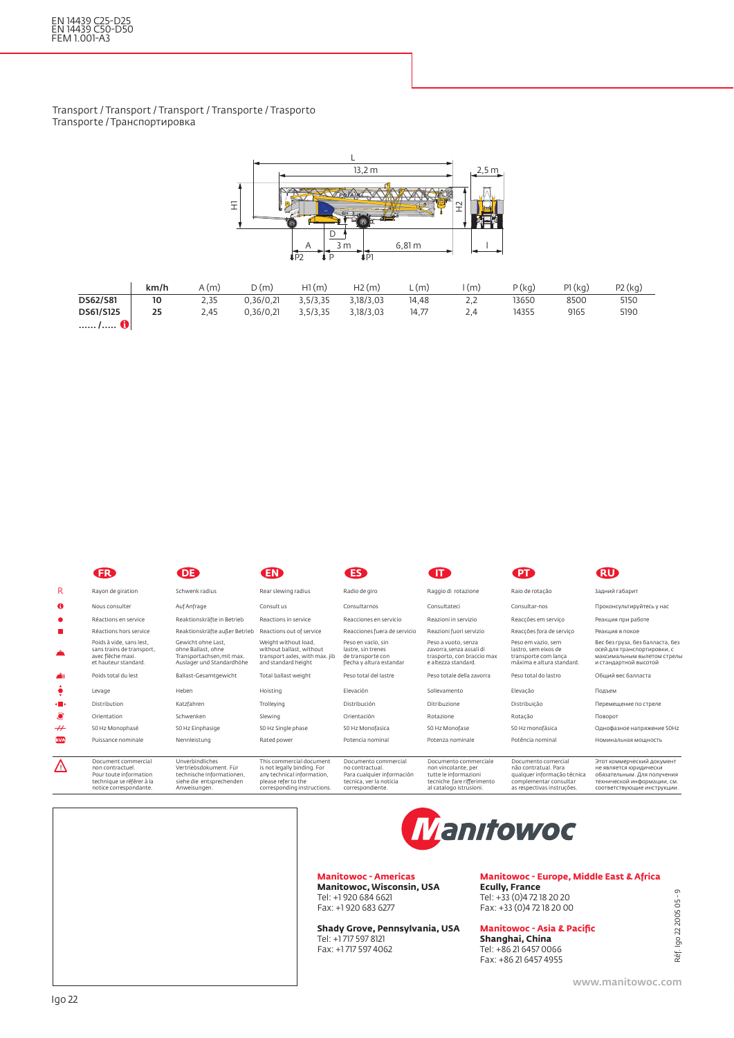EN 14439 C25-D25
EN 14439 C50-D50
FEM 1.001-A3

Transport / Transport / Transport / Transporte / Trasporto
Transporte / Транспортировка

L
13,2 m
2,5 m
H1
H2
D
A
3 m
6,81 m
l
P2
P
P1

| | km/h | A (m) | D (m) | H1 (m) | H2 (m) | L (m) | l (m) | P (kg) | P1 (kg) | P2 (kg) |
|---|---|---|---|---|---|---|---|---|---|---|
| **DS62/S81** | **10** | 2,35 | 0,36/0,21 | 3,5/3,35 | 3,18/3,03 | 14,48 | 2,2 | 13650 | 8500 | 5150 |
| **DS61/S125** | **25** | 2,45 | 0,36/0,21 | 3,5/3,35 | 3,18/3,03 | 14,77 | 2,4 | 14355 | 9165 | 5190 |
| ...... /..... | | | | | | | | | | |

| | FR | DE | EN | ES | IT | PT | RU |
|---|---|---|---|---|---|---|---|
| R | Rayon de giration | Schwenk radius | Rear slewing radius | Radio de giro | Raggio di rotazione | Raio de rotação | Задний габарит |
| | Nous consulter | Auf Anfrage | Consult us | Consultarnos | Consultateci | Consultar-nos | Проконсультируйтесь у нас |
| | Réactions en service | Reaktionskräfte in Betrieb | Reactions in service | Reacciones en servicio | Reazioni in servizio | Reacções em serviço | Реакция при работе |
| | Réactions hors service | Reaktionskräfte außer Betrieb | Reactions out of service | Reacciones fuera de servicio | Reazioni fuori servizio | Reacções fora de serviço | Реакция в покое |
| | Poids à vide, sans lest, sans trains de transport, avec flèche maxi. et hauteur standard. | Gewicht ohne Last, ohne Ballast, ohne Transportachsen, mit max. Ausleger und Standardhöhe | Weight without load, without ballast, without transport axles, with max. jib and standard height | Peso en vacío, sin lastre, sin trenes de transporte con flecha y altura estandar | Peso a vuoto, senza zavorra, senza assali di trasporto, con braccio max e altezza standard. | Peso em vazio, sem lastro, sem eixos de transporte com lança máxima e altura standard. | Вес без груза, без балласта, без осей для транспортировки, с максимальным вылетом стрелы и стандартной высотой |
| | Poids total du lest | Ballast-Gesamtgewicht | Total ballast weight | Peso total del lastre | Peso totale della zavorra | Peso total do lastro | Общий вес балласта |
| | Levage | Heben | Hoisting | Elevación | Sollevamento | Elevação | Подъем |
| | Distribution | Katzfahren | Trolleying | Distribución | Ditribuzione | Distribuição | Перемещение по стреле |
| | Orientation | Schwenken | Slewing | Orientación | Rotazione | Rotação | Поворот |
| | 50 Hz Monophasé | 50 Hz Einphasige | 50 Hz Single phase | 50 Hz Monofasica | 50 Hz Monofase | 50 Hz monofásica | Однофазное напряжение 50Hz |
| kVA | Puissance nominale | Nennleistung | Rated power | Potencia nominal | Potenza nominale | Potência nominal | Номинальная мощность |
| ⚠ | Document commercial non contractuel. Pour toute information technique se référer à la notice correspondante. | Unverbindliches Vertriebsdokument. Für technische Informationen, siehe die entsprechenden Anweisungen. | This commercial document is not legally binding. For any technical information, please refer to the corresponding instructions. | Documento commercial no contractual. Para cualquier información tecnica, ver la noticia correspondiente. | Documento commerciale non vincolante, per tutte le informazioni tecniche fare rifferimento al catalogo istrusioni. | Documento comercial não contratual. Para qualquer informação técnica complementar consultar as respectivas instruções. | Этот коммерческий документ не является юридически обязательным. Для получения технической информации, см. соответствующие инструкции. |

Manitowoc

**Manitowoc - Americas**
**Manitowoc, Wisconsin, USA**
Tel: +1 920 684 6621
Fax: +1 920 683 6277

**Shady Grove, Pennsylvania, USA**
Tel: +1 717 597 8121
Fax: +1 717 597 4062

**Manitowoc - Europe, Middle East & Africa**
**Ecully, France**
Tel: +33 (0)4 72 18 20 20
Fax: +33 (0)4 72 18 20 00

**Manitowoc - Asia & Pacific**
**Shanghai, China**
Tel: +86 21 6457 0066
Fax: +86 21 6457 4955

Réf. Igo 22 2005 05 - 9

www.manitowoc.com

Igo 22